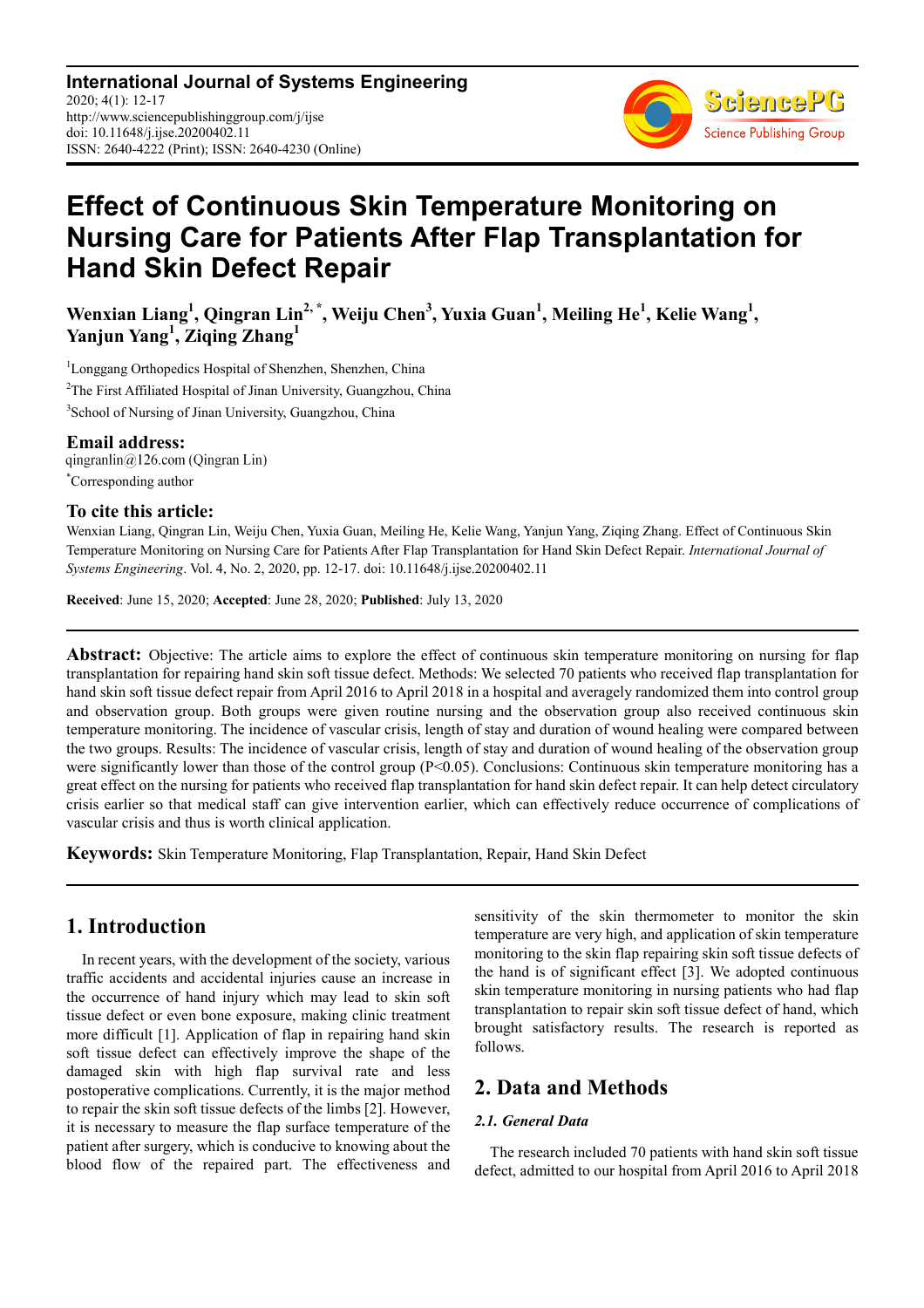**International Journal of Systems Engineering**
2020; 4(1): 12-17
http://www.sciencepublishinggroup.com/j/ijse
doi: 10.11648/j.ijse.20200402.11
ISSN: 2640-4222 (Print); ISSN: 2640-4230 (Online)

# Effect of Continuous Skin Temperature Monitoring on Nursing Care for Patients After Flap Transplantation for Hand Skin Defect Repair

**Wenxian Liang[1], Qingran Lin[2, *], Weiju Chen[3], Yuxia Guan[1], Meiling He[1], Kelie Wang[1], Yanjun Yang[1], Ziqing Zhang[1]**

[1]Longgang Orthopedics Hospital of Shenzhen, Shenzhen, China

[2]The First Affiliated Hospital of Jinan University, Guangzhou, China

[3]School of Nursing of Jinan University, Guangzhou, China

### Email address:

qingranlin@126.com (Qingran Lin)

[*]Corresponding author

### To cite this article:

Wenxian Liang, Qingran Lin, Weiju Chen, Yuxia Guan, Meiling He, Kelie Wang, Yanjun Yang, Ziqing Zhang. Effect of Continuous Skin Temperature Monitoring on Nursing Care for Patients After Flap Transplantation for Hand Skin Defect Repair. *International Journal of Systems Engineering*. Vol. 4, No. 2, 2020, pp. 12-17. doi: 10.11648/j.ijse.20200402.11

**Received**: June 15, 2020; **Accepted**: June 28, 2020; **Published**: July 13, 2020

---

**Abstract:** Objective: The article aims to explore the effect of continuous skin temperature monitoring on nursing for flap transplantation for repairing hand skin soft tissue defect. Methods: We selected 70 patients who received flap transplantation for hand skin soft tissue defect repair from April 2016 to April 2018 in a hospital and averagely randomized them into control group and observation group. Both groups were given routine nursing and the observation group also received continuous skin temperature monitoring. The incidence of vascular crisis, length of stay and duration of wound healing were compared between the two groups. Results: The incidence of vascular crisis, length of stay and duration of wound healing of the observation group were significantly lower than those of the control group ($P<0.05$). Conclusions: Continuous skin temperature monitoring has a great effect on the nursing for patients who received flap transplantation for hand skin defect repair. It can help detect circulatory crisis earlier so that medical staff can give intervention earlier, which can effectively reduce occurrence of complications of vascular crisis and thus is worth clinical application.

**Keywords:** Skin Temperature Monitoring, Flap Transplantation, Repair, Hand Skin Defect

---

## 1. Introduction

In recent years, with the development of the society, various traffic accidents and accidental injuries cause an increase in the occurrence of hand injury which may lead to skin soft tissue defect or even bone exposure, making clinic treatment more difficult [1]. Application of flap in repairing hand skin soft tissue defect can effectively improve the shape of the damaged skin with high flap survival rate and less postoperative complications. Currently, it is the major method to repair the skin soft tissue defects of the limbs [2]. However, it is necessary to measure the flap surface temperature of the patient after surgery, which is conducive to knowing about the blood flow of the repaired part. The effectiveness and sensitivity of the skin thermometer to monitor the skin temperature are very high, and application of skin temperature monitoring to the skin flap repairing skin soft tissue defects of the hand is of significant effect [3]. We adopted continuous skin temperature monitoring in nursing patients who had flap transplantation to repair skin soft tissue defect of hand, which brought satisfactory results. The research is reported as follows.

## 2. Data and Methods

### 2.1. General Data

The research included 70 patients with hand skin soft tissue defect, admitted to our hospital from April 2016 to April 2018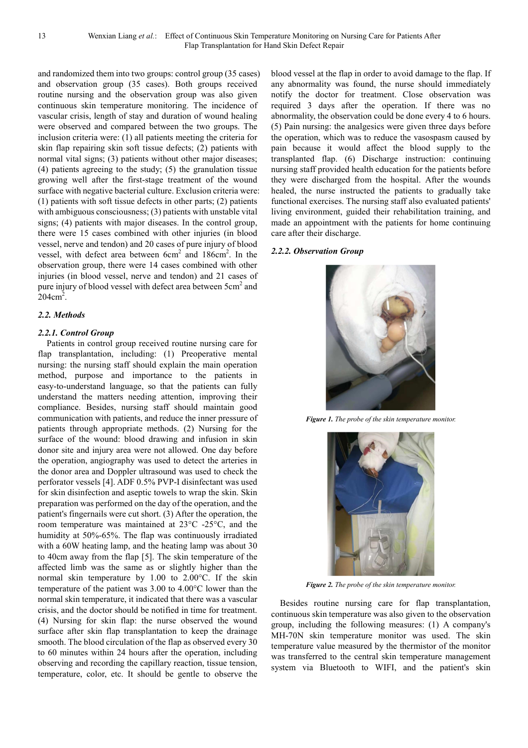and randomized them into two groups: control group (35 cases) and observation group (35 cases). Both groups received routine nursing and the observation group was also given continuous skin temperature monitoring. The incidence of vascular crisis, length of stay and duration of wound healing were observed and compared between the two groups. The inclusion criteria were: (1) all patients meeting the criteria for skin flap repairing skin soft tissue defects; (2) patients with normal vital signs; (3) patients without other major diseases; (4) patients agreeing to the study; (5) the granulation tissue growing well after the first-stage treatment of the wound surface with negative bacterial culture. Exclusion criteria were: (1) patients with soft tissue defects in other parts; (2) patients with ambiguous consciousness; (3) patients with unstable vital signs; (4) patients with major diseases. In the control group, there were 15 cases combined with other injuries (in blood vessel, nerve and tendon) and 20 cases of pure injury of blood vessel, with defect area between $6cm^2$ and $186cm^2$. In the observation group, there were 14 cases combined with other injuries (in blood vessel, nerve and tendon) and 21 cases of pure injury of blood vessel with defect area between $5cm^2$ and $204cm^2$.

### 2.2. Methods

#### 2.2.1. Control Group

Patients in control group received routine nursing care for flap transplantation, including: (1) Preoperative mental nursing: the nursing staff should explain the main operation method, purpose and importance to the patients in easy-to-understand language, so that the patients can fully understand the matters needing attention, improving their compliance. Besides, nursing staff should maintain good communication with patients, and reduce the inner pressure of patients through appropriate methods. (2) Nursing for the surface of the wound: blood drawing and infusion in skin donor site and injury area were not allowed. One day before the operation, angiography was used to detect the arteries in the donor area and Doppler ultrasound was used to check the perforator vessels [4]. ADF 0.5% PVP-I disinfectant was used for skin disinfection and aseptic towels to wrap the skin. Skin preparation was performed on the day of the operation, and the patient's fingernails were cut short. (3) After the operation, the room temperature was maintained at 23°C -25°C, and the humidity at 50%-65%. The flap was continuously irradiated with a 60W heating lamp, and the heating lamp was about 30 to 40cm away from the flap [5]. The skin temperature of the affected limb was the same as or slightly higher than the normal skin temperature by 1.00 to 2.00°C. If the skin temperature of the patient was 3.00 to 4.00°C lower than the normal skin temperature, it indicated that there was a vascular crisis, and the doctor should be notified in time for treatment. (4) Nursing for skin flap: the nurse observed the wound surface after skin flap transplantation to keep the drainage smooth. The blood circulation of the flap as observed every 30 to 60 minutes within 24 hours after the operation, including observing and recording the capillary reaction, tissue tension, temperature, color, etc. It should be gentle to observe the blood vessel at the flap in order to avoid damage to the flap. If any abnormality was found, the nurse should immediately notify the doctor for treatment. Close observation was required 3 days after the operation. If there was no abnormality, the observation could be done every 4 to 6 hours. (5) Pain nursing: the analgesics were given three days before the operation, which was to reduce the vasospasm caused by pain because it would affect the blood supply to the transplanted flap. (6) Discharge instruction: continuing nursing staff provided health education for the patients before they were discharged from the hospital. After the wounds healed, the nurse instructed the patients to gradually take functional exercises. The nursing staff also evaluated patients' living environment, guided their rehabilitation training, and made an appointment with the patients for home continuing care after their discharge.

#### 2.2.2. Observation Group

*Figure 1. The probe of the skin temperature monitor.*

*Figure 2. The probe of the skin temperature monitor.*

Besides routine nursing care for flap transplantation, continuous skin temperature was also given to the observation group, including the following measures: (1) A company's MH-70N skin temperature monitor was used. The skin temperature value measured by the thermistor of the monitor was transferred to the central skin temperature management system via Bluetooth to WIFI, and the patient's skin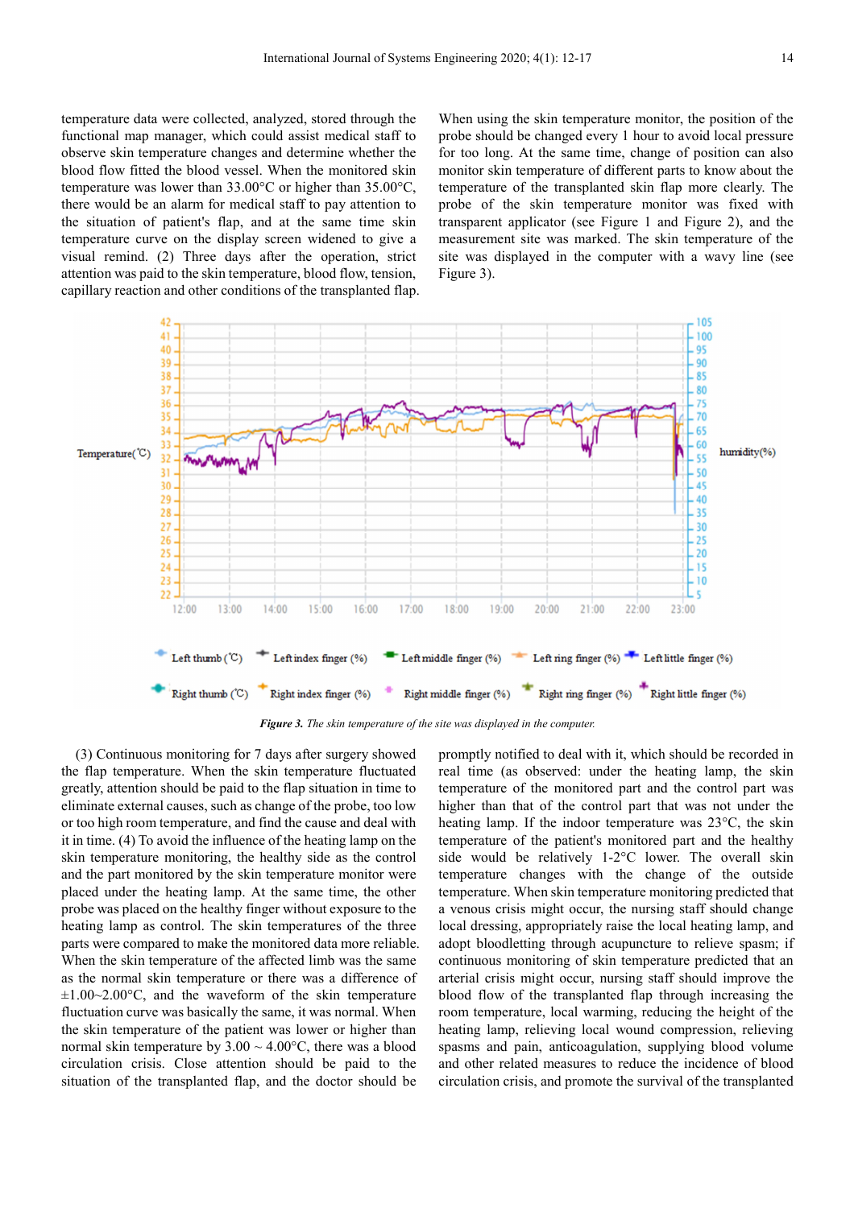temperature data were collected, analyzed, stored through the functional map manager, which could assist medical staff to observe skin temperature changes and determine whether the blood flow fitted the blood vessel. When the monitored skin temperature was lower than 33.00°C or higher than 35.00°C, there would be an alarm for medical staff to pay attention to the situation of patient's flap, and at the same time skin temperature curve on the display screen widened to give a visual remind. (2) Three days after the operation, strict attention was paid to the skin temperature, blood flow, tension, capillary reaction and other conditions of the transplanted flap. When using the skin temperature monitor, the position of the probe should be changed every 1 hour to avoid local pressure for too long. At the same time, change of position can also monitor skin temperature of different parts to know about the temperature of the transplanted skin flap more clearly. The probe of the skin temperature monitor was fixed with transparent applicator (see Figure 1 and Figure 2), and the measurement site was marked. The skin temperature of the site was displayed in the computer with a wavy line (see Figure 3).

***Figure 3.*** *The skin temperature of the site was displayed in the computer.*

(3) Continuous monitoring for 7 days after surgery showed the flap temperature. When the skin temperature fluctuated greatly, attention should be paid to the flap situation in time to eliminate external causes, such as change of the probe, too low or too high room temperature, and find the cause and deal with it in time. (4) To avoid the influence of the heating lamp on the skin temperature monitoring, the healthy side as the control and the part monitored by the skin temperature monitor were placed under the heating lamp. At the same time, the other probe was placed on the healthy finger without exposure to the heating lamp as control. The skin temperatures of the three parts were compared to make the monitored data more reliable. When the skin temperature of the affected limb was the same as the normal skin temperature or there was a difference of ±1.00~2.00°C, and the waveform of the skin temperature fluctuation curve was basically the same, it was normal. When the skin temperature of the patient was lower or higher than normal skin temperature by 3.00 ~ 4.00°C, there was a blood circulation crisis. Close attention should be paid to the situation of the transplanted flap, and the doctor should be promptly notified to deal with it, which should be recorded in real time (as observed: under the heating lamp, the skin temperature of the monitored part and the control part was higher than that of the control part that was not under the heating lamp. If the indoor temperature was 23°C, the skin temperature of the patient's monitored part and the healthy side would be relatively 1-2°C lower. The overall skin temperature changes with the change of the outside temperature. When skin temperature monitoring predicted that a venous crisis might occur, the nursing staff should change local dressing, appropriately raise the local heating lamp, and adopt bloodletting through acupuncture to relieve spasm; if continuous monitoring of skin temperature predicted that an arterial crisis might occur, nursing staff should improve the blood flow of the transplanted flap through increasing the room temperature, local warming, reducing the height of the heating lamp, relieving local wound compression, relieving spasms and pain, anticoagulation, supplying blood volume and other related measures to reduce the incidence of blood circulation crisis, and promote the survival of the transplanted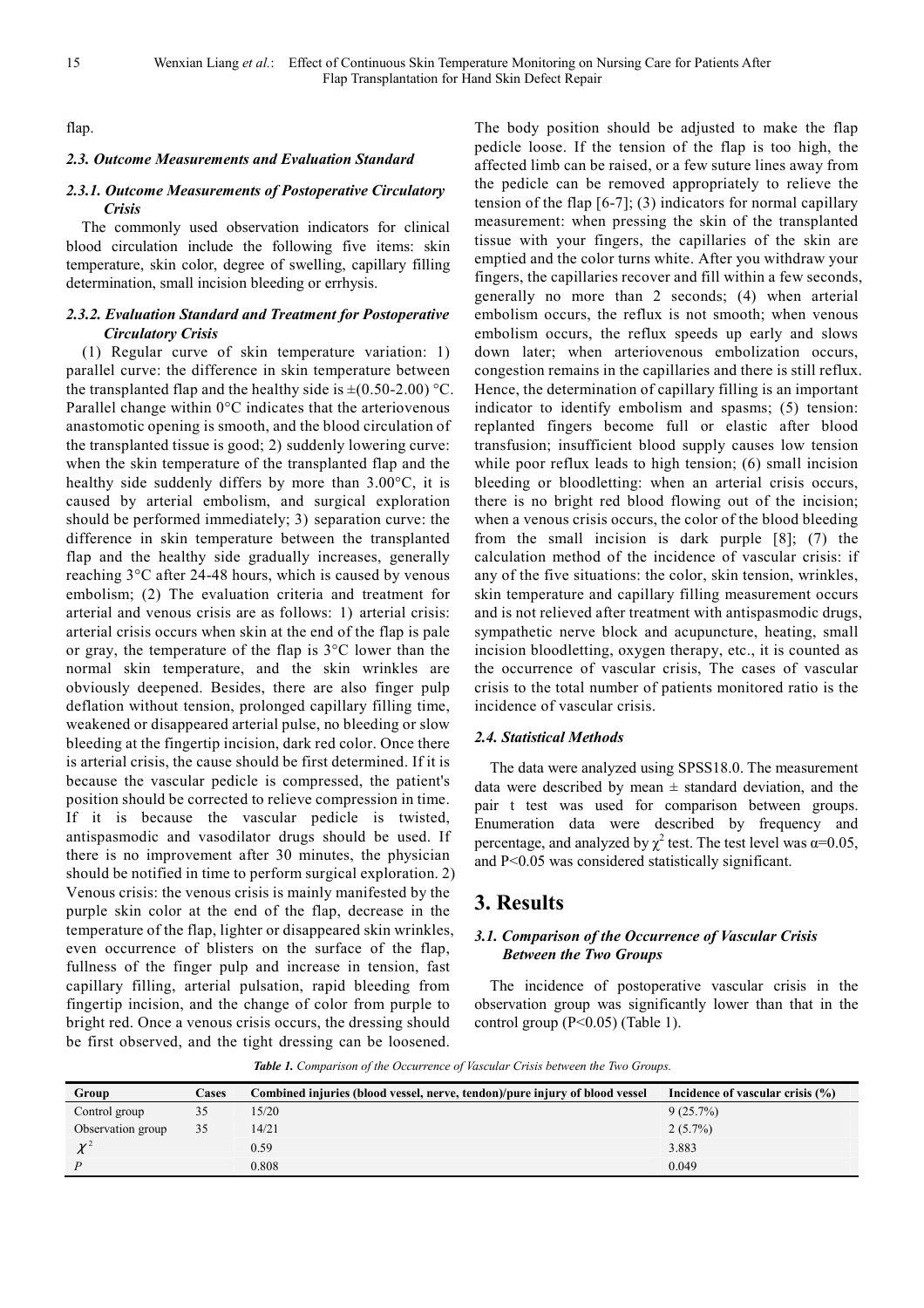flap.

### 2.3. Outcome Measurements and Evaluation Standard

#### 2.3.1. Outcome Measurements of Postoperative Circulatory Crisis

The commonly used observation indicators for clinical blood circulation include the following five items: skin temperature, skin color, degree of swelling, capillary filling determination, small incision bleeding or errhysis.

#### 2.3.2. Evaluation Standard and Treatment for Postoperative Circulatory Crisis

(1) Regular curve of skin temperature variation: 1) parallel curve: the difference in skin temperature between the transplanted flap and the healthy side is ±(0.50-2.00) °C. Parallel change within 0°C indicates that the arteriovenous anastomotic opening is smooth, and the blood circulation of the transplanted tissue is good; 2) suddenly lowering curve: when the skin temperature of the transplanted flap and the healthy side suddenly differs by more than 3.00°C, it is caused by arterial embolism, and surgical exploration should be performed immediately; 3) separation curve: the difference in skin temperature between the transplanted flap and the healthy side gradually increases, generally reaching 3°C after 24-48 hours, which is caused by venous embolism; (2) The evaluation criteria and treatment for arterial and venous crisis are as follows: 1) arterial crisis: arterial crisis occurs when skin at the end of the flap is pale or gray, the temperature of the flap is 3°C lower than the normal skin temperature, and the skin wrinkles are obviously deepened. Besides, there are also finger pulp deflation without tension, prolonged capillary filling time, weakened or disappeared arterial pulse, no bleeding or slow bleeding at the fingertip incision, dark red color. Once there is arterial crisis, the cause should be first determined. If it is because the vascular pedicle is compressed, the patient's position should be corrected to relieve compression in time. If it is because the vascular pedicle is twisted, antispasmodic and vasodilator drugs should be used. If there is no improvement after 30 minutes, the physician should be notified in time to perform surgical exploration. 2) Venous crisis: the venous crisis is mainly manifested by the purple skin color at the end of the flap, decrease in the temperature of the flap, lighter or disappeared skin wrinkles, even occurrence of blisters on the surface of the flap, fullness of the finger pulp and increase in tension, fast capillary filling, arterial pulsation, rapid bleeding from fingertip incision, and the change of color from purple to bright red. Once a venous crisis occurs, the dressing should be first observed, and the tight dressing can be loosened. The body position should be adjusted to make the flap pedicle loose. If the tension of the flap is too high, the affected limb can be raised, or a few suture lines away from the pedicle can be removed appropriately to relieve the tension of the flap [6-7]; (3) indicators for normal capillary measurement: when pressing the skin of the transplanted tissue with your fingers, the capillaries of the skin are emptied and the color turns white. After you withdraw your fingers, the capillaries recover and fill within a few seconds, generally no more than 2 seconds; (4) when arterial embolism occurs, the reflux is not smooth; when venous embolism occurs, the reflux speeds up early and slows down later; when arteriovenous embolization occurs, congestion remains in the capillaries and there is still reflux. Hence, the determination of capillary filling is an important indicator to identify embolism and spasms; (5) tension: replanted fingers become full or elastic after blood transfusion; insufficient blood supply causes low tension while poor reflux leads to high tension; (6) small incision bleeding or bloodletting: when an arterial crisis occurs, there is no bright red blood flowing out of the incision; when a venous crisis occurs, the color of the blood bleeding from the small incision is dark purple [8]; (7) the calculation method of the incidence of vascular crisis: if any of the five situations: the color, skin tension, wrinkles, skin temperature and capillary filling measurement occurs and is not relieved after treatment with antispasmodic drugs, sympathetic nerve block and acupuncture, heating, small incision bloodletting, oxygen therapy, etc., it is counted as the occurrence of vascular crisis, The cases of vascular crisis to the total number of patients monitored ratio is the incidence of vascular crisis.

### 2.4. Statistical Methods

The data were analyzed using SPSS18.0. The measurement data were described by mean ± standard deviation, and the pair t test was used for comparison between groups. Enumeration data were described by frequency and percentage, and analyzed by $\chi^2$ test. The test level was $\alpha$=0.05, and $P$<0.05 was considered statistically significant.

## 3. Results

### 3.1. Comparison of the Occurrence of Vascular Crisis Between the Two Groups

The incidence of postoperative vascular crisis in the observation group was significantly lower than that in the control group ($P$<0.05) (Table 1).

*Table 1. Comparison of the Occurrence of Vascular Crisis between the Two Groups.*

| Group | Cases | Combined injuries (blood vessel, nerve, tendon)/pure injury of blood vessel | Incidence of vascular crisis (%) |
|---|---|---|---|
| Control group | 35 | 15/20 | 9 (25.7%) |
| Observation group | 35 | 14/21 | 2 (5.7%) |
| $\chi^2$ | | 0.59 | 3.883 |
| $P$ | | 0.808 | 0.049 |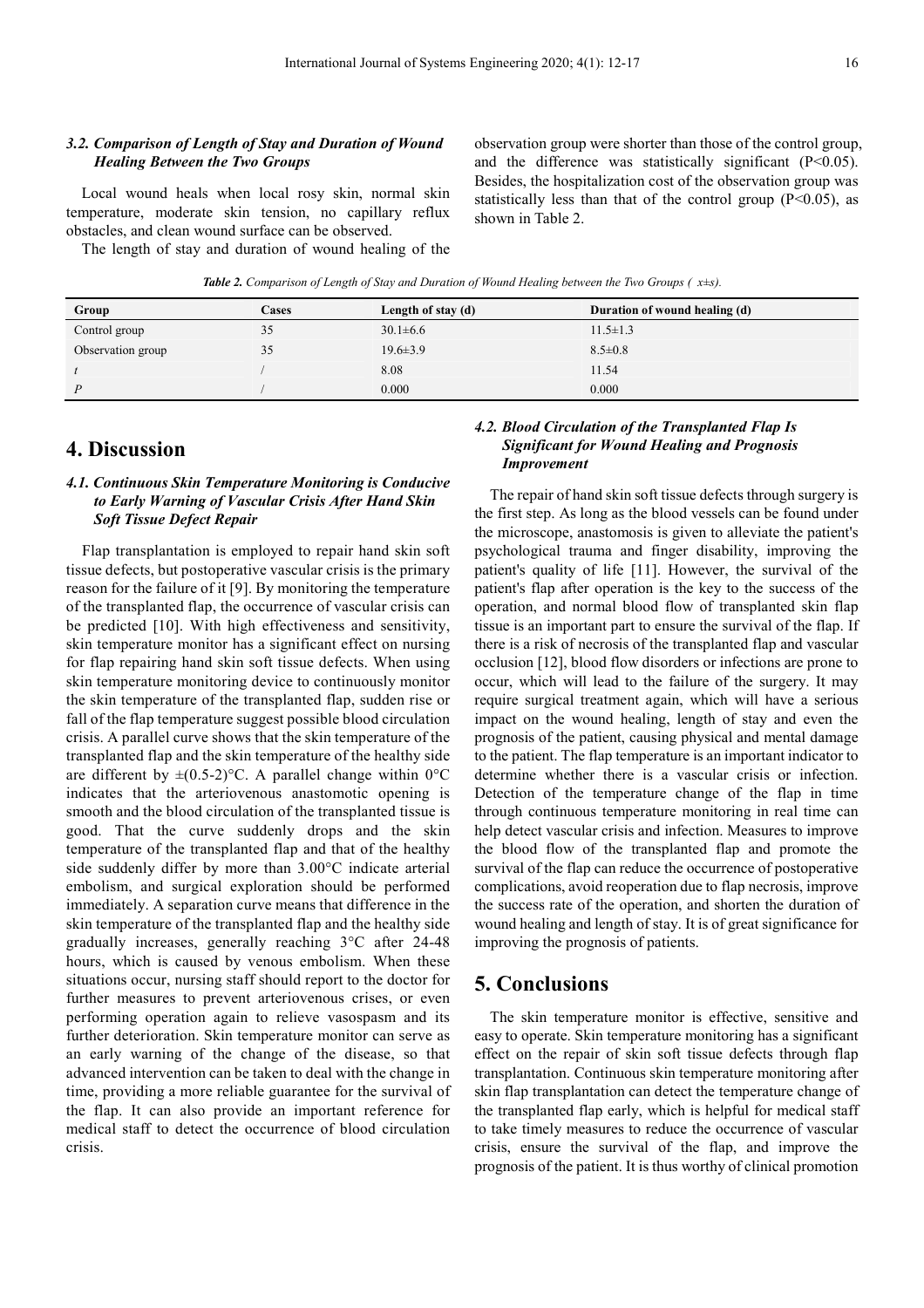### *3.2. Comparison of Length of Stay and Duration of Wound Healing Between the Two Groups*

Local wound heals when local rosy skin, normal skin temperature, moderate skin tension, no capillary reflux obstacles, and clean wound surface can be observed.

The length of stay and duration of wound healing of the observation group were shorter than those of the control group, and the difference was statistically significant ($P<0.05$). Besides, the hospitalization cost of the observation group was statistically less than that of the control group ($P<0.05$), as shown in Table 2.

***Table 2.*** *Comparison of Length of Stay and Duration of Wound Healing between the Two Groups ( x±s).*

| Group | Cases | Length of stay (d) | Duration of wound healing (d) |
|---|---|---|---|
| Control group | 35 | 30.1±6.6 | 11.5±1.3 |
| Observation group | 35 | 19.6±3.9 | 8.5±0.8 |
| *t* | / | 8.08 | 11.54 |
| *P* | / | 0.000 | 0.000 |

## 4. Discussion

### *4.1. Continuous Skin Temperature Monitoring is Conducive to Early Warning of Vascular Crisis After Hand Skin Soft Tissue Defect Repair*

Flap transplantation is employed to repair hand skin soft tissue defects, but postoperative vascular crisis is the primary reason for the failure of it [9]. By monitoring the temperature of the transplanted flap, the occurrence of vascular crisis can be predicted [10]. With high effectiveness and sensitivity, skin temperature monitor has a significant effect on nursing for flap repairing hand skin soft tissue defects. When using skin temperature monitoring device to continuously monitor the skin temperature of the transplanted flap, sudden rise or fall of the flap temperature suggest possible blood circulation crisis. A parallel curve shows that the skin temperature of the transplanted flap and the skin temperature of the healthy side are different by ±(0.5-2)°C. A parallel change within 0°C indicates that the arteriovenous anastomotic opening is smooth and the blood circulation of the transplanted tissue is good. That the curve suddenly drops and the skin temperature of the transplanted flap and that of the healthy side suddenly differ by more than 3.00°C indicate arterial embolism, and surgical exploration should be performed immediately. A separation curve means that difference in the skin temperature of the transplanted flap and the healthy side gradually increases, generally reaching 3°C after 24-48 hours, which is caused by venous embolism. When these situations occur, nursing staff should report to the doctor for further measures to prevent arteriovenous crises, or even performing operation again to relieve vasospasm and its further deterioration. Skin temperature monitor can serve as an early warning of the change of the disease, so that advanced intervention can be taken to deal with the change in time, providing a more reliable guarantee for the survival of the flap. It can also provide an important reference for medical staff to detect the occurrence of blood circulation crisis.

### *4.2. Blood Circulation of the Transplanted Flap Is Significant for Wound Healing and Prognosis Improvement*

The repair of hand skin soft tissue defects through surgery is the first step. As long as the blood vessels can be found under the microscope, anastomosis is given to alleviate the patient's psychological trauma and finger disability, improving the patient's quality of life [11]. However, the survival of the patient's flap after operation is the key to the success of the operation, and normal blood flow of transplanted skin flap tissue is an important part to ensure the survival of the flap. If there is a risk of necrosis of the transplanted flap and vascular occlusion [12], blood flow disorders or infections are prone to occur, which will lead to the failure of the surgery. It may require surgical treatment again, which will have a serious impact on the wound healing, length of stay and even the prognosis of the patient, causing physical and mental damage to the patient. The flap temperature is an important indicator to determine whether there is a vascular crisis or infection. Detection of the temperature change of the flap in time through continuous temperature monitoring in real time can help detect vascular crisis and infection. Measures to improve the blood flow of the transplanted flap and promote the survival of the flap can reduce the occurrence of postoperative complications, avoid reoperation due to flap necrosis, improve the success rate of the operation, and shorten the duration of wound healing and length of stay. It is of great significance for improving the prognosis of patients.

## 5. Conclusions

The skin temperature monitor is effective, sensitive and easy to operate. Skin temperature monitoring has a significant effect on the repair of skin soft tissue defects through flap transplantation. Continuous skin temperature monitoring after skin flap transplantation can detect the temperature change of the transplanted flap early, which is helpful for medical staff to take timely measures to reduce the occurrence of vascular crisis, ensure the survival of the flap, and improve the prognosis of the patient. It is thus worthy of clinical promotion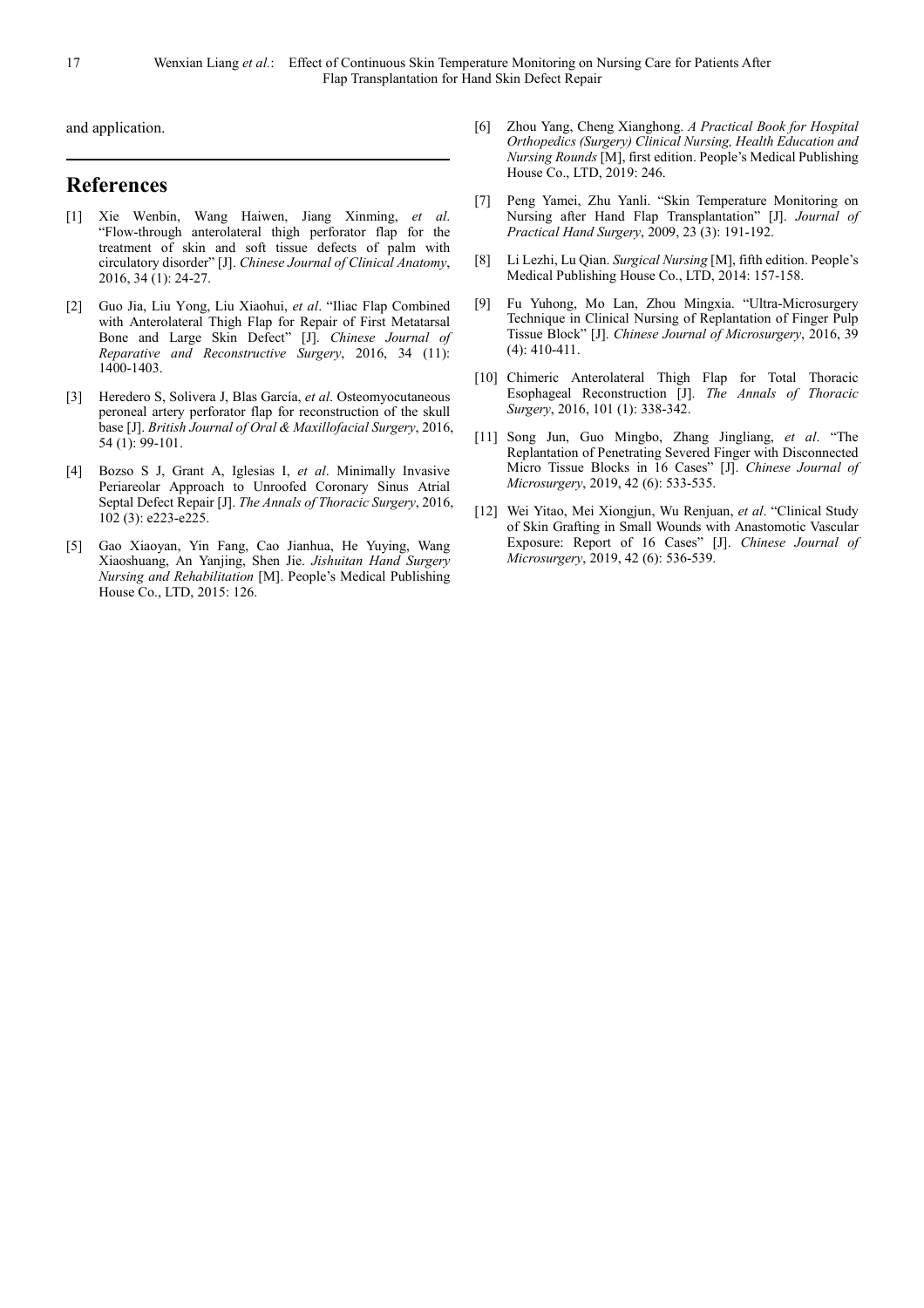and application.

## References

[1] Xie Wenbin, Wang Haiwen, Jiang Xinming, *et al*. "Flow-through anterolateral thigh perforator flap for the treatment of skin and soft tissue defects of palm with circulatory disorder" [J]. *Chinese Journal of Clinical Anatomy*, 2016, 34 (1): 24-27.

[2] Guo Jia, Liu Yong, Liu Xiaohui, *et al*. "Iliac Flap Combined with Anterolateral Thigh Flap for Repair of First Metatarsal Bone and Large Skin Defect" [J]. *Chinese Journal of Reparative and Reconstructive Surgery*, 2016, 34 (11): 1400-1403.

[3] Heredero S, Solivera J, Blas García, *et al*. Osteomyocutaneous peroneal artery perforator flap for reconstruction of the skull base [J]. *British Journal of Oral & Maxillofacial Surgery*, 2016, 54 (1): 99-101.

[4] Bozso S J, Grant A, Iglesias I, *et al*. Minimally Invasive Periareolar Approach to Unroofed Coronary Sinus Atrial Septal Defect Repair [J]. *The Annals of Thoracic Surgery*, 2016, 102 (3): e223-e225.

[5] Gao Xiaoyan, Yin Fang, Cao Jianhua, He Yuying, Wang Xiaoshuang, An Yanjing, Shen Jie. *Jishuitan Hand Surgery Nursing and Rehabilitation* [M]. People's Medical Publishing House Co., LTD, 2015: 126.

[6] Zhou Yang, Cheng Xianghong. *A Practical Book for Hospital Orthopedics (Surgery) Clinical Nursing, Health Education and Nursing Rounds* [M], first edition. People's Medical Publishing House Co., LTD, 2019: 246.

[7] Peng Yamei, Zhu Yanli. "Skin Temperature Monitoring on Nursing after Hand Flap Transplantation" [J]. *Journal of Practical Hand Surgery*, 2009, 23 (3): 191-192.

[8] Li Lezhi, Lu Qian. *Surgical Nursing* [M], fifth edition. People's Medical Publishing House Co., LTD, 2014: 157-158.

[9] Fu Yuhong, Mo Lan, Zhou Mingxia. "Ultra-Microsurgery Technique in Clinical Nursing of Replantation of Finger Pulp Tissue Block" [J]. *Chinese Journal of Microsurgery*, 2016, 39 (4): 410-411.

[10] Chimeric Anterolateral Thigh Flap for Total Thoracic Esophageal Reconstruction [J]. *The Annals of Thoracic Surgery*, 2016, 101 (1): 338-342.

[11] Song Jun, Guo Mingbo, Zhang Jingliang, *et al*. "The Replantation of Penetrating Severed Finger with Disconnected Micro Tissue Blocks in 16 Cases" [J]. *Chinese Journal of Microsurgery*, 2019, 42 (6): 533-535.

[12] Wei Yitao, Mei Xiongjun, Wu Renjuan, *et al*. "Clinical Study of Skin Grafting in Small Wounds with Anastomotic Vascular Exposure: Report of 16 Cases" [J]. *Chinese Journal of Microsurgery*, 2019, 42 (6): 536-539.